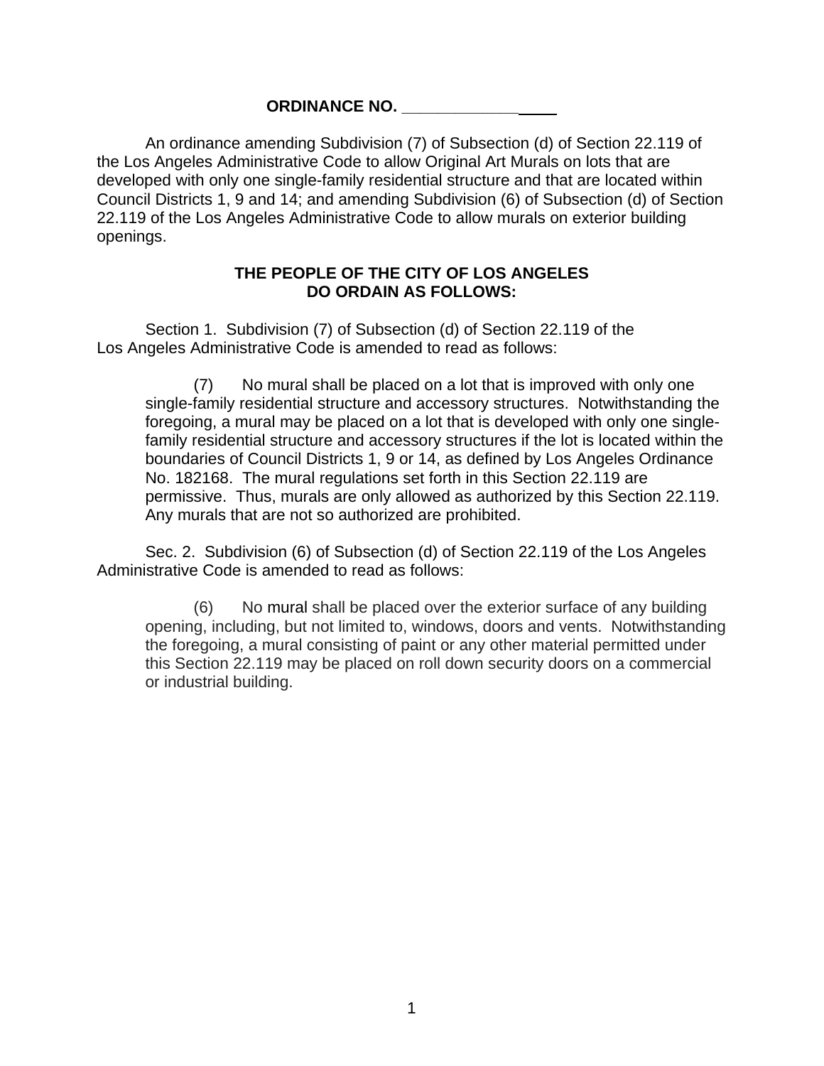**ORDINANCE NO. \_\_\_\_\_\_\_\_\_\_\_\_\_\_\_\_\_**

An ordinance amending Subdivision (7) of Subsection (d) of Section 22.119 of the Los Angeles Administrative Code to allow Original Art Murals on lots that are developed with only one single-family residential structure and that are located within Council Districts 1, 9 and 14; and amending Subdivision (6) of Subsection (d) of Section 22.119 of the Los Angeles Administrative Code to allow murals on exterior building openings.

**THE PEOPLE OF THE CITY OF LOS ANGELES DO ORDAIN AS FOLLOWS:**

Section 1. Subdivision (7) of Subsection (d) of Section 22.119 of the Los Angeles Administrative Code is amended to read as follows:

> (7) No mural shall be placed on a lot that is improved with only one single-family residential structure and accessory structures. Notwithstanding the foregoing, a mural may be placed on a lot that is developed with only one single-family residential structure and accessory structures if the lot is located within the boundaries of Council Districts 1, 9 or 14, as defined by Los Angeles Ordinance No. 182168. The mural regulations set forth in this Section 22.119 are permissive. Thus, murals are only allowed as authorized by this Section 22.119. Any murals that are not so authorized are prohibited.

Sec. 2. Subdivision (6) of Subsection (d) of Section 22.119 of the Los Angeles Administrative Code is amended to read as follows:

> (6) No mural shall be placed over the exterior surface of any building opening, including, but not limited to, windows, doors and vents. Notwithstanding the foregoing, a mural consisting of paint or any other material permitted under this Section 22.119 may be placed on roll down security doors on a commercial or industrial building.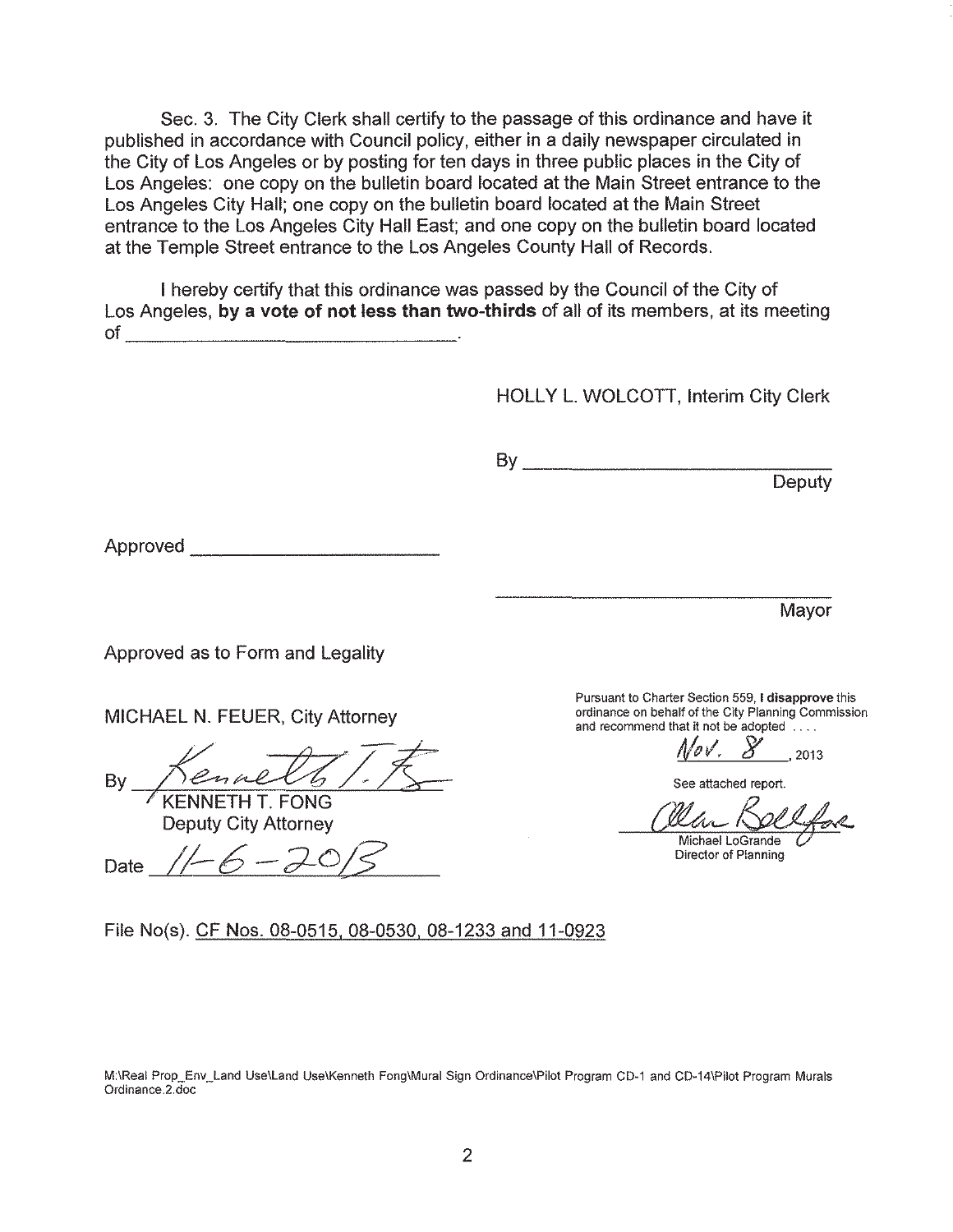Sec. 3. The City Clerk shall certify to the passage of this ordinance and have it published in accordance with Council policy, either in a daily newspaper circulated in the City of Los Angeles or by posting for ten days in three public places in the City of Los Angeles: one copy on the bulletin board located at the Main Street entrance to the Los Angeles City Hall; one copy on the bulletin board located at the Main Street entrance to the Los Angeles City Hall East; and one copy on the bulletin board located at the Temple Street entrance to the Los Angeles County Hall of Records.

I hereby certify that this ordinance was passed by the Council of the City of Los Angeles, **by a vote of not less than two-thirds** of all of its members, at its meeting of ______________________.

HOLLY L. WOLCOTT, Interim City Clerk

By ______________________
Deputy

Approved ______________________

______________________
Mayor

Approved as to Form and Legality

MICHAEL N. FEUER, City Attorney

By *Kenneth T. Fong*
KENNETH T. FONG
Deputy City Attorney

Date *11-6-2013*

Pursuant to Charter Section 559, **I disapprove** this ordinance on behalf of the City Planning Commission and recommend that it not be adopted ....

*Nov. 8*, 2013

See attached report.

*Alan Bell for*
Michael LoGrande
Director of Planning

File No(s). CF Nos. 08-0515, 08-0530, 08-1233 and 11-0923

M:\Real Prop_Env_Land Use\Land Use\Kenneth Fong\Mural Sign Ordinance\Pilot Program CD-1 and CD-14\Pilot Program Murals Ordinance.2.doc